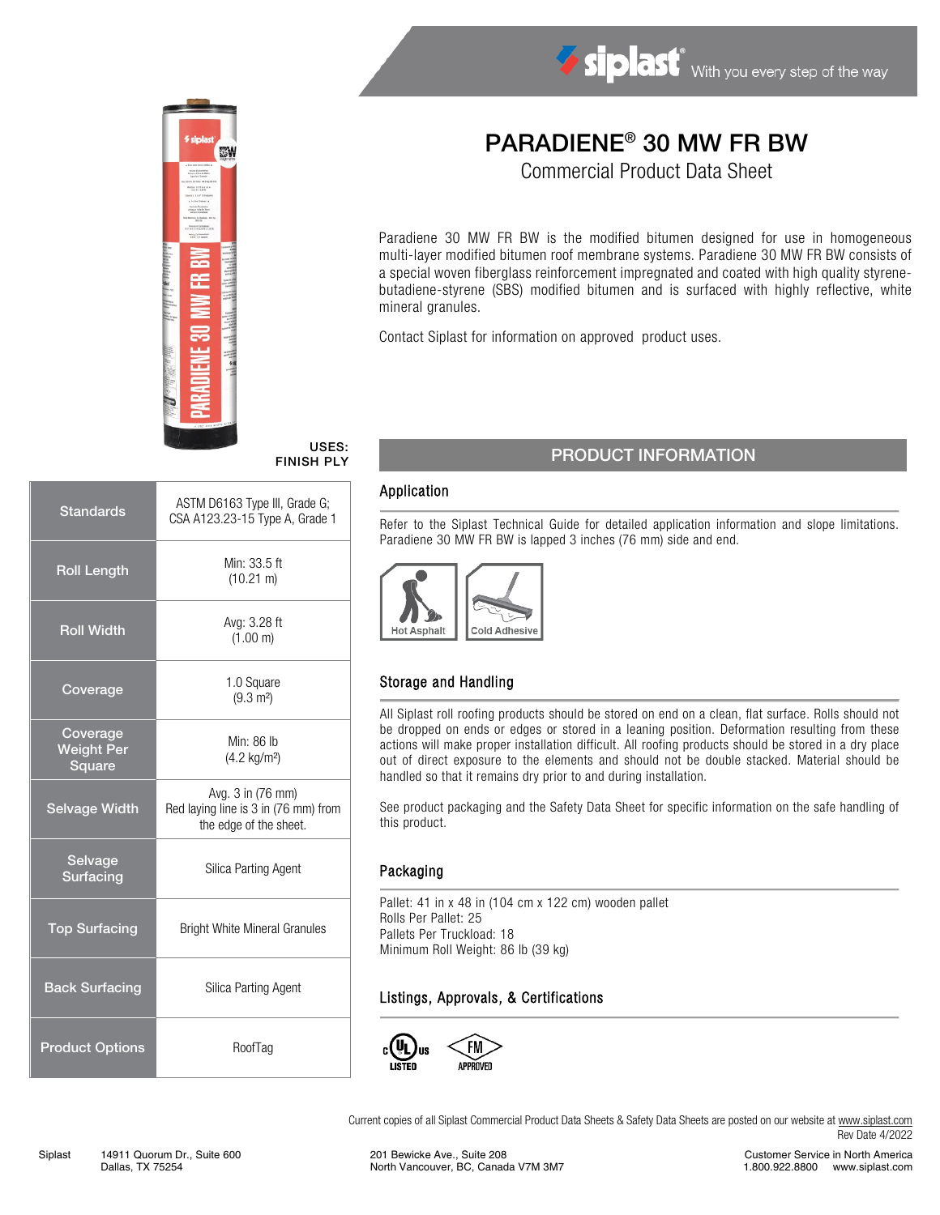siplast® With you every step of the way

# PARADIENE® 30 MW FR BW

## Commercial Product Data Sheet

Paradiene 30 MW FR BW is the modified bitumen designed for use in homogeneous multi-layer modified bitumen roof membrane systems. Paradiene 30 MW FR BW consists of a special woven fiberglass reinforcement impregnated and coated with high quality styrene-butadiene-styrene (SBS) modified bitumen and is surfaced with highly reflective, white mineral granules.

Contact Siplast for information on approved product uses.

**USES:**
**FINISH PLY**

| | |
|---|---|
| **Standards** | ASTM D6163 Type III, Grade G; CSA A123.23-15 Type A, Grade 1 |
| **Roll Length** | Min: 33.5 ft (10.21 m) |
| **Roll Width** | Avg: 3.28 ft (1.00 m) |
| **Coverage** | 1.0 Square (9.3 m²) |
| **Coverage Weight Per Square** | Min: 86 lb (4.2 kg/m²) |
| **Selvage Width** | Avg. 3 in (76 mm) Red laying line is 3 in (76 mm) from the edge of the sheet. |
| **Selvage Surfacing** | Silica Parting Agent |
| **Top Surfacing** | Bright White Mineral Granules |
| **Back Surfacing** | Silica Parting Agent |
| **Product Options** | RoofTag |

## PRODUCT INFORMATION

### Application

Refer to the Siplast Technical Guide for detailed application information and slope limitations. Paradiene 30 MW FR BW is lapped 3 inches (76 mm) side and end.

Hot Asphalt | Cold Adhesive

### Storage and Handling

All Siplast roll roofing products should be stored on end on a clean, flat surface. Rolls should not be dropped on ends or edges or stored in a leaning position. Deformation resulting from these actions will make proper installation difficult. All roofing products should be stored in a dry place out of direct exposure to the elements and should not be double stacked. Material should be handled so that it remains dry prior to and during installation.

See product packaging and the Safety Data Sheet for specific information on the safe handling of this product.

### Packaging

Pallet: 41 in x 48 in (104 cm x 122 cm) wooden pallet
Rolls Per Pallet: 25
Pallets Per Truckload: 18
Minimum Roll Weight: 86 lb (39 kg)

### Listings, Approvals, & Certifications

c UL us LISTED | FM APPROVED

Current copies of all Siplast Commercial Product Data Sheets & Safety Data Sheets are posted on our website at www.siplast.com
Rev Date 4/2022

Siplast 14911 Quorum Dr., Suite 600, Dallas, TX 75254 | 201 Bewicke Ave., Suite 208, North Vancouver, BC, Canada V7M 3M7 | Customer Service in North America 1.800.922.8800 www.siplast.com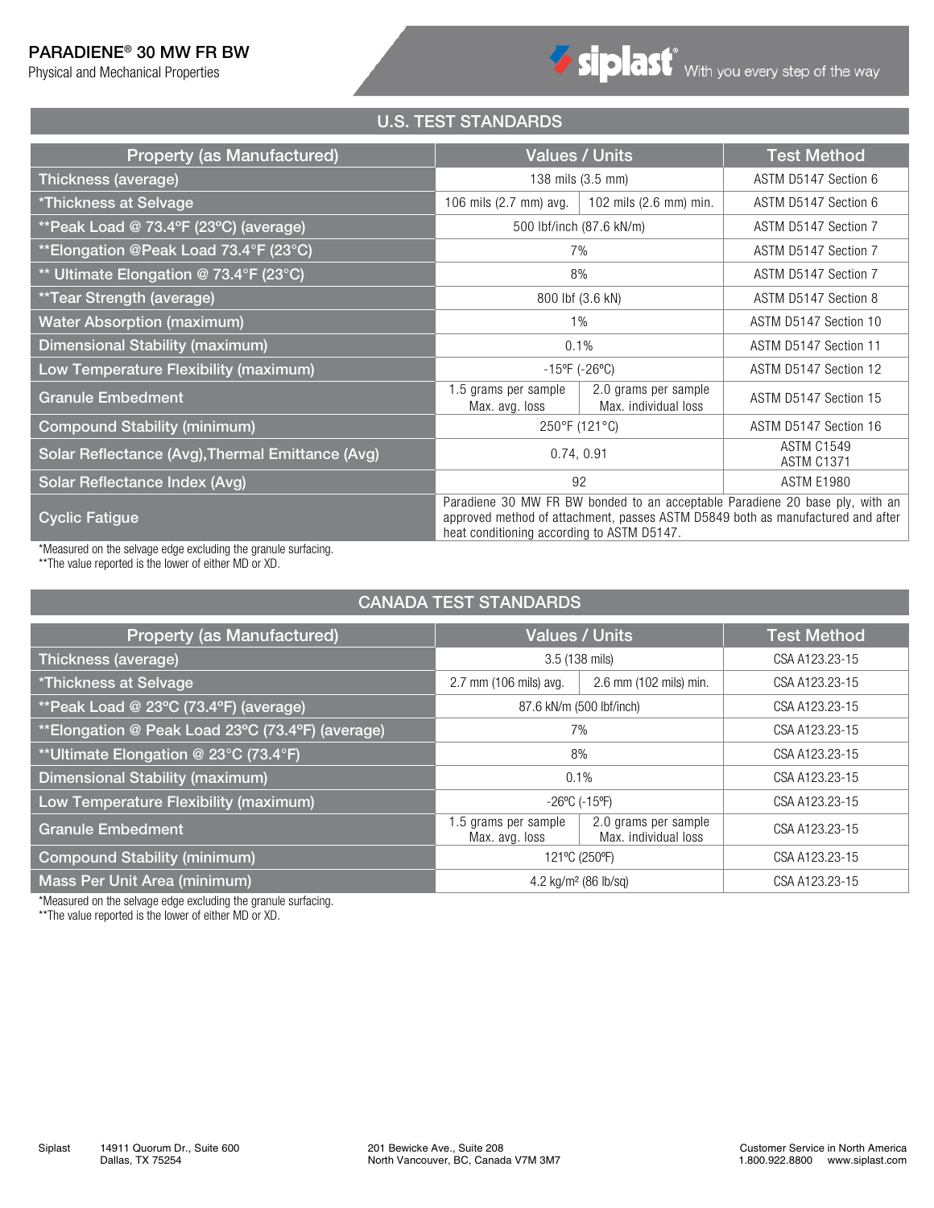# PARADIENE® 30 MW FR BW

Physical and Mechanical Properties

## U.S. TEST STANDARDS

| Property (as Manufactured) | Values / Units | | Test Method |
|---|---|---|---|
| Thickness (average) | 138 mils (3.5 mm) | | ASTM D5147 Section 6 |
| *Thickness at Selvage | 106 mils (2.7 mm) avg. | 102 mils (2.6 mm) min. | ASTM D5147 Section 6 |
| **Peak Load @ 73.4°F (23°C) (average) | 500 lbf/inch (87.6 kN/m) | | ASTM D5147 Section 7 |
| **Elongation @Peak Load 73.4°F (23°C) | 7% | | ASTM D5147 Section 7 |
| ** Ultimate Elongation @ 73.4°F (23°C) | 8% | | ASTM D5147 Section 7 |
| **Tear Strength (average) | 800 lbf (3.6 kN) | | ASTM D5147 Section 8 |
| Water Absorption (maximum) | 1% | | ASTM D5147 Section 10 |
| Dimensional Stability (maximum) | 0.1% | | ASTM D5147 Section 11 |
| Low Temperature Flexibility (maximum) | -15ºF (-26ºC) | | ASTM D5147 Section 12 |
| Granule Embedment | 1.5 grams per sample Max. avg. loss | 2.0 grams per sample Max. individual loss | ASTM D5147 Section 15 |
| Compound Stability (minimum) | 250°F (121°C) | | ASTM D5147 Section 16 |
| Solar Reflectance (Avg),Thermal Emittance (Avg) | 0.74, 0.91 | | ASTM C1549 ASTM C1371 |
| Solar Reflectance Index (Avg) | 92 | | ASTM E1980 |
| Cyclic Fatigue | Paradiene 30 MW FR BW bonded to an acceptable Paradiene 20 base ply, with an approved method of attachment, passes ASTM D5849 both as manufactured and after heat conditioning according to ASTM D5147. | | |

*Measured on the selvage edge excluding the granule surfacing.
**The value reported is the lower of either MD or XD.

## CANADA TEST STANDARDS

| Property (as Manufactured) | Values / Units | | Test Method |
|---|---|---|---|
| Thickness (average) | 3.5 (138 mils) | | CSA A123.23-15 |
| *Thickness at Selvage | 2.7 mm (106 mils) avg. | 2.6 mm (102 mils) min. | CSA A123.23-15 |
| **Peak Load @ 23ºC (73.4ºF) (average) | 87.6 kN/m (500 lbf/inch) | | CSA A123.23-15 |
| **Elongation @ Peak Load 23ºC (73.4ºF) (average) | 7% | | CSA A123.23-15 |
| **Ultimate Elongation @ 23°C (73.4°F) | 8% | | CSA A123.23-15 |
| Dimensional Stability (maximum) | 0.1% | | CSA A123.23-15 |
| Low Temperature Flexibility (maximum) | -26ºC (-15ºF) | | CSA A123.23-15 |
| Granule Embedment | 1.5 grams per sample Max. avg. loss | 2.0 grams per sample Max. individual loss | CSA A123.23-15 |
| Compound Stability (minimum) | 121ºC (250ºF) | | CSA A123.23-15 |
| Mass Per Unit Area (minimum) | 4.2 kg/m² (86 lb/sq) | | CSA A123.23-15 |

*Measured on the selvage edge excluding the granule surfacing.
**The value reported is the lower of either MD or XD.

Siplast 14911 Quorum Dr., Suite 600 Dallas, TX 75254

201 Bewicke Ave., Suite 208 North Vancouver, BC, Canada V7M 3M7

Customer Service in North America 1.800.922.8800 www.siplast.com